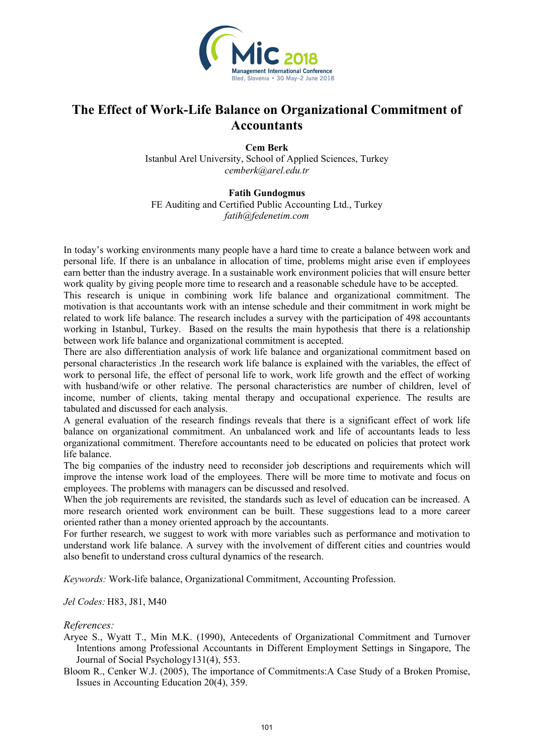# The Effect of Work-Life Balance on Organizational Commitment of Accountants

**Cem Berk**
Istanbul Arel University, School of Applied Sciences, Turkey
*cemberk@arel.edu.tr*

**Fatih Gundogmus**
FE Auditing and Certified Public Accounting Ltd., Turkey
*fatih@fedenetim.com*

In today's working environments many people have a hard time to create a balance between work and personal life. If there is an unbalance in allocation of time, problems might arise even if employees earn better than the industry average. In a sustainable work environment policies that will ensure better work quality by giving people more time to research and a reasonable schedule have to be accepted.

This research is unique in combining work life balance and organizational commitment. The motivation is that accountants work with an intense schedule and their commitment in work might be related to work life balance. The research includes a survey with the participation of 498 accountants working in Istanbul, Turkey. Based on the results the main hypothesis that there is a relationship between work life balance and organizational commitment is accepted.

There are also differentiation analysis of work life balance and organizational commitment based on personal characteristics .In the research work life balance is explained with the variables, the effect of work to personal life, the effect of personal life to work, work life growth and the effect of working with husband/wife or other relative. The personal characteristics are number of children, level of income, number of clients, taking mental therapy and occupational experience. The results are tabulated and discussed for each analysis.

A general evaluation of the research findings reveals that there is a significant effect of work life balance on organizational commitment. An unbalanced work and life of accountants leads to less organizational commitment. Therefore accountants need to be educated on policies that protect work life balance.

The big companies of the industry need to reconsider job descriptions and requirements which will improve the intense work load of the employees. There will be more time to motivate and focus on employees. The problems with managers can be discussed and resolved.

When the job requirements are revisited, the standards such as level of education can be increased. A more research oriented work environment can be built. These suggestions lead to a more career oriented rather than a money oriented approach by the accountants.

For further research, we suggest to work with more variables such as performance and motivation to understand work life balance. A survey with the involvement of different cities and countries would also benefit to understand cross cultural dynamics of the research.

*Keywords:* Work-life balance, Organizational Commitment, Accounting Profession.

*Jel Codes:* H83, J81, M40

*References:*

Aryee S., Wyatt T., Min M.K. (1990), Antecedents of Organizational Commitment and Turnover Intentions among Professional Accountants in Different Employment Settings in Singapore, The Journal of Social Psychology131(4), 553.

Bloom R., Cenker W.J. (2005), The importance of Commitments:A Case Study of a Broken Promise, Issues in Accounting Education 20(4), 359.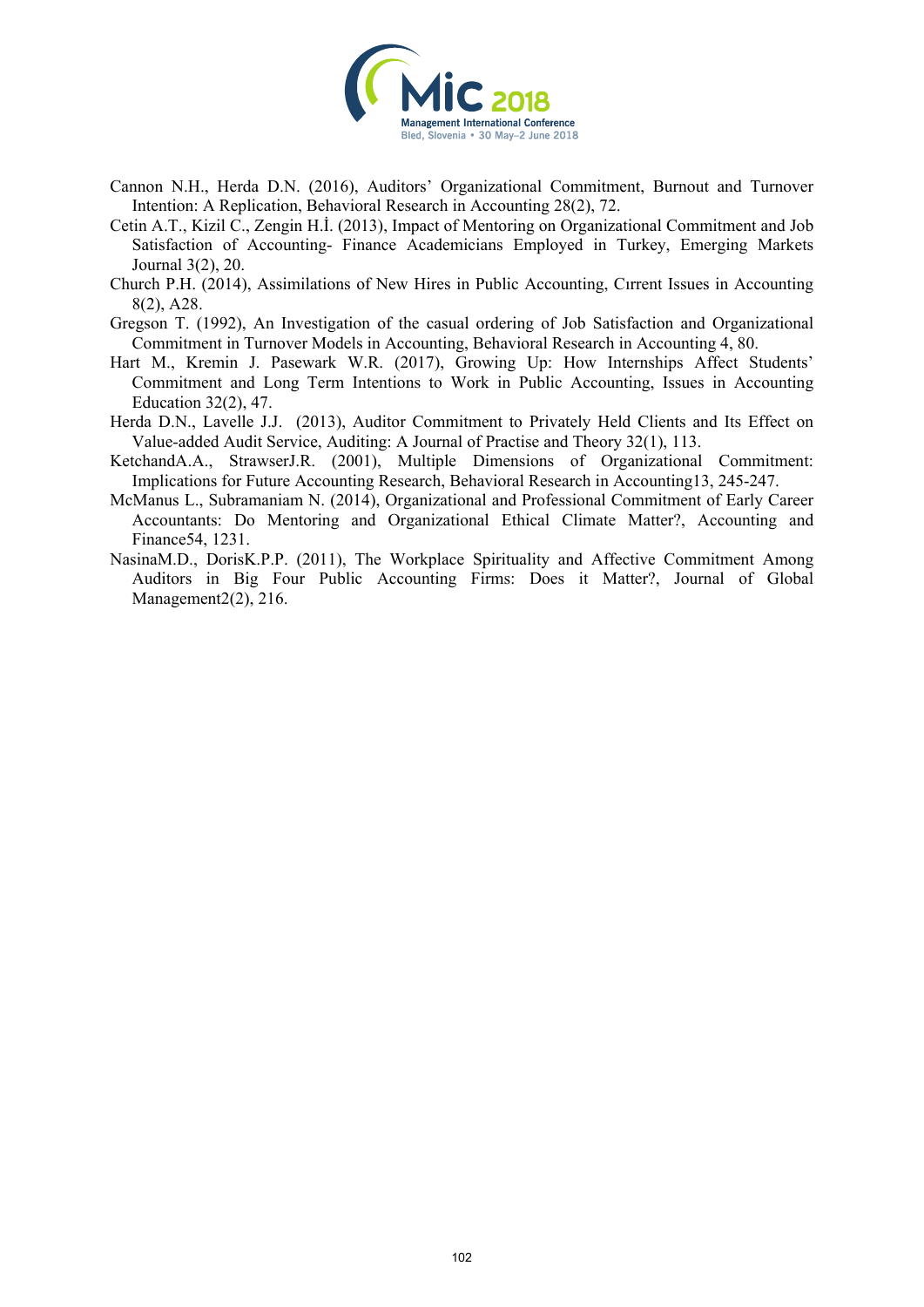Cannon N.H., Herda D.N. (2016), Auditors' Organizational Commitment, Burnout and Turnover Intention: A Replication, Behavioral Research in Accounting 28(2), 72.

Cetin A.T., Kizil C., Zengin H.İ. (2013), Impact of Mentoring on Organizational Commitment and Job Satisfaction of Accounting- Finance Academicians Employed in Turkey, Emerging Markets Journal 3(2), 20.

Church P.H. (2014), Assimilations of New Hires in Public Accounting, Cırrent Issues in Accounting 8(2), A28.

Gregson T. (1992), An Investigation of the casual ordering of Job Satisfaction and Organizational Commitment in Turnover Models in Accounting, Behavioral Research in Accounting 4, 80.

Hart M., Kremin J. Pasewark W.R. (2017), Growing Up: How Internships Affect Students' Commitment and Long Term Intentions to Work in Public Accounting, Issues in Accounting Education 32(2), 47.

Herda D.N., Lavelle J.J. (2013), Auditor Commitment to Privately Held Clients and Its Effect on Value-added Audit Service, Auditing: A Journal of Practise and Theory 32(1), 113.

KetchandA.A., StrawserJ.R. (2001), Multiple Dimensions of Organizational Commitment: Implications for Future Accounting Research, Behavioral Research in Accounting13, 245-247.

McManus L., Subramaniam N. (2014), Organizational and Professional Commitment of Early Career Accountants: Do Mentoring and Organizational Ethical Climate Matter?, Accounting and Finance54, 1231.

NasinaM.D., DorisK.P.P. (2011), The Workplace Spirituality and Affective Commitment Among Auditors in Big Four Public Accounting Firms: Does it Matter?, Journal of Global Management2(2), 216.